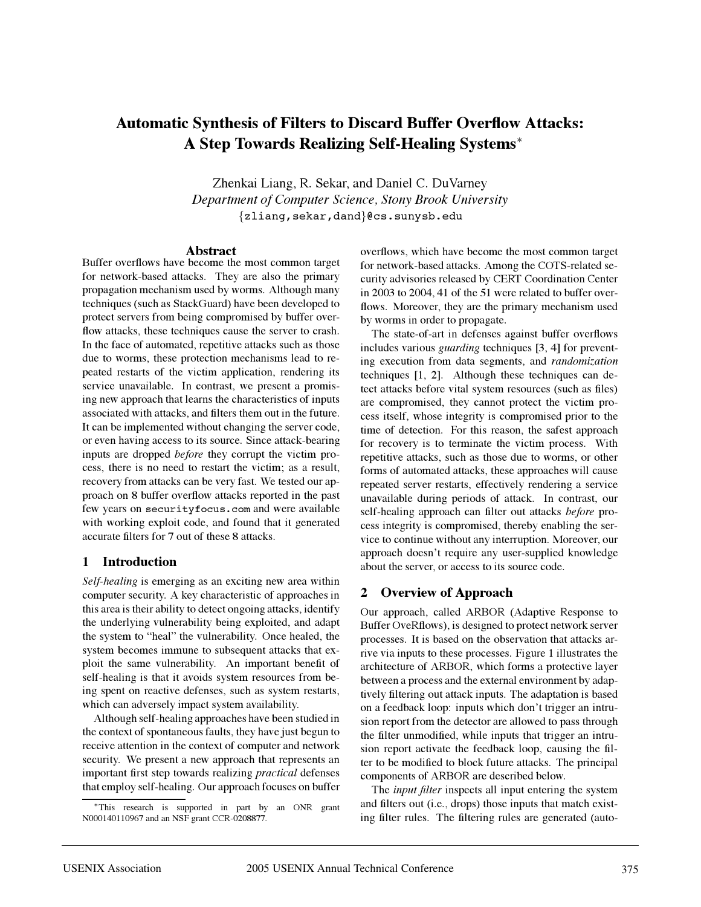# Automatic Synthesis of Filters to Discard Buffer Overflow Attacks: A Step Towards Realizing Self-Healing Systems*

Zhenkai Liang, R. Sekar, and Daniel C. DuVarney
*Department of Computer Science, Stony Brook University*
{zliang,sekar,dand}@cs.sunysb.edu

## Abstract

Buffer overflows have become the most common target for network-based attacks. They are also the primary propagation mechanism used by worms. Although many techniques (such as StackGuard) have been developed to protect servers from being compromised by buffer overflow attacks, these techniques cause the server to crash. In the face of automated, repetitive attacks such as those due to worms, these protection mechanisms lead to repeated restarts of the victim application, rendering its service unavailable. In contrast, we present a promising new approach that learns the characteristics of inputs associated with attacks, and filters them out in the future. It can be implemented without changing the server code, or even having access to its source. Since attack-bearing inputs are dropped *before* they corrupt the victim process, there is no need to restart the victim; as a result, recovery from attacks can be very fast. We tested our approach on 8 buffer overflow attacks reported in the past few years on `securityfocus.com` and were available with working exploit code, and found that it generated accurate filters for 7 out of these 8 attacks.

## 1 Introduction

*Self-healing* is emerging as an exciting new area within computer security. A key characteristic of approaches in this area is their ability to detect ongoing attacks, identify the underlying vulnerability being exploited, and adapt the system to "heal" the vulnerability. Once healed, the system becomes immune to subsequent attacks that exploit the same vulnerability. An important benefit of self-healing is that it avoids system resources from being spent on reactive defenses, such as system restarts, which can adversely impact system availability.

Although self-healing approaches have been studied in the context of spontaneous faults, they have just begun to receive attention in the context of computer and network security. We present a new approach that represents an important first step towards realizing *practical* defenses that employ self-healing. Our approach focuses on buffer overflows, which have become the most common target for network-based attacks. Among the COTS-related security advisories released by CERT Coordination Center in 2003 to 2004, 41 of the 51 were related to buffer overflows. Moreover, they are the primary mechanism used by worms in order to propagate.

The state-of-art in defenses against buffer overflows includes various *guarding* techniques [3, 4] for preventing execution from data segments, and *randomization* techniques [1, 2]. Although these techniques can detect attacks before vital system resources (such as files) are compromised, they cannot protect the victim process itself, whose integrity is compromised prior to the time of detection. For this reason, the safest approach for recovery is to terminate the victim process. With repetitive attacks, such as those due to worms, or other forms of automated attacks, these approaches will cause repeated server restarts, effectively rendering a service unavailable during periods of attack. In contrast, our self-healing approach can filter out attacks *before* process integrity is compromised, thereby enabling the service to continue without any interruption. Moreover, our approach doesn't require any user-supplied knowledge about the server, or access to its source code.

## 2 Overview of Approach

Our approach, called ARBOR (Adaptive Response to Buffer OveRflows), is designed to protect network server processes. It is based on the observation that attacks arrive via inputs to these processes. Figure 1 illustrates the architecture of ARBOR, which forms a protective layer between a process and the external environment by adaptively filtering out attack inputs. The adaptation is based on a feedback loop: inputs which don't trigger an intrusion report from the detector are allowed to pass through the filter unmodified, while inputs that trigger an intrusion report activate the feedback loop, causing the filter to be modified to block future attacks. The principal components of ARBOR are described below.

The *input filter* inspects all input entering the system and filters out (i.e., drops) those inputs that match existing filter rules. The filtering rules are generated (auto-

*This research is supported in part by an ONR grant N000140110967 and an NSF grant CCR-0208877.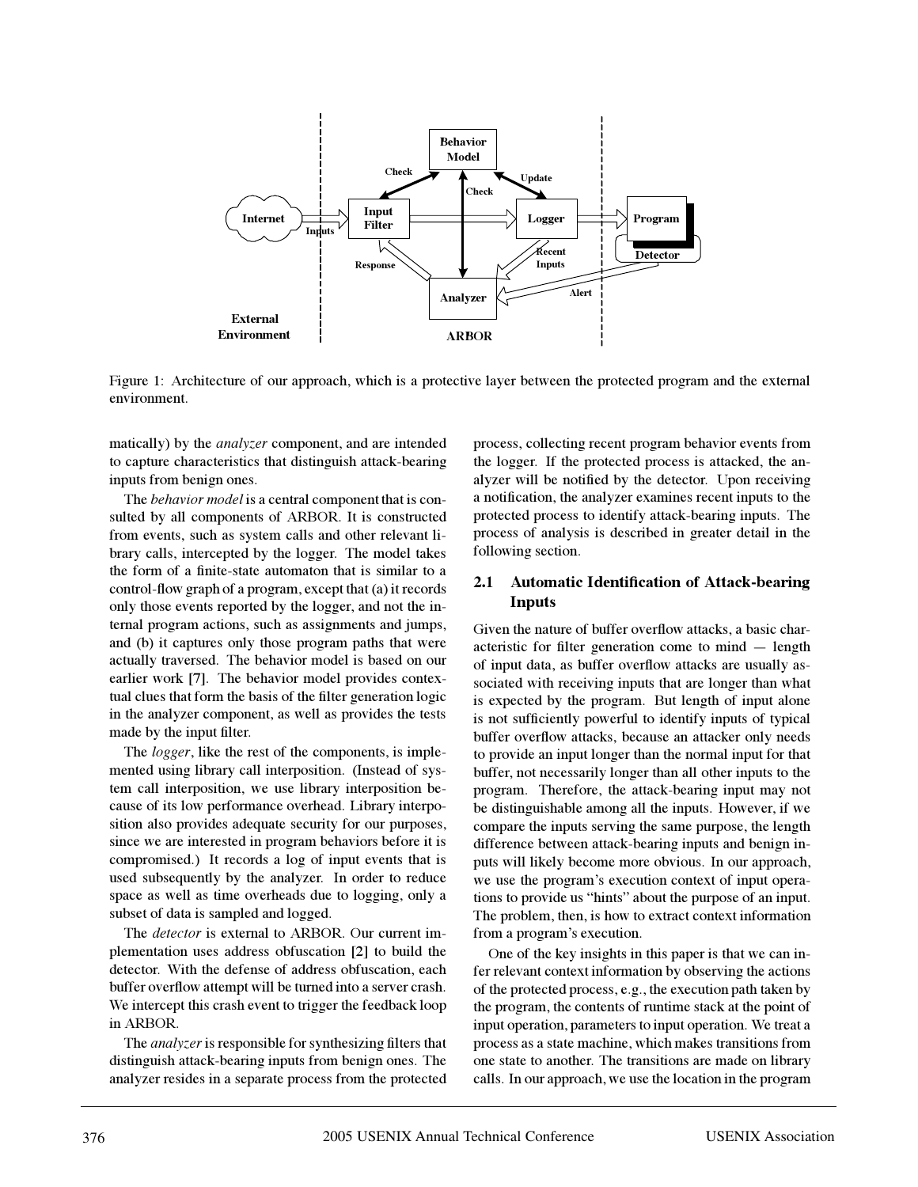Figure 1: Architecture of our approach, which is a protective layer between the protected program and the external environment.

matically) by the *analyzer* component, and are intended to capture characteristics that distinguish attack-bearing inputs from benign ones.

The *behavior model* is a central component that is consulted by all components of ARBOR. It is constructed from events, such as system calls and other relevant library calls, intercepted by the logger. The model takes the form of a finite-state automaton that is similar to a control-flow graph of a program, except that (a) it records only those events reported by the logger, and not the internal program actions, such as assignments and jumps, and (b) it captures only those program paths that were actually traversed. The behavior model is based on our earlier work [7]. The behavior model provides contextual clues that form the basis of the filter generation logic in the analyzer component, as well as provides the tests made by the input filter.

The *logger*, like the rest of the components, is implemented using library call interposition. (Instead of system call interposition, we use library interposition because of its low performance overhead. Library interposition also provides adequate security for our purposes, since we are interested in program behaviors before it is compromised.) It records a log of input events that is used subsequently by the analyzer. In order to reduce space as well as time overheads due to logging, only a subset of data is sampled and logged.

The *detector* is external to ARBOR. Our current implementation uses address obfuscation [2] to build the detector. With the defense of address obfuscation, each buffer overflow attempt will be turned into a server crash. We intercept this crash event to trigger the feedback loop in ARBOR.

The *analyzer* is responsible for synthesizing filters that distinguish attack-bearing inputs from benign ones. The analyzer resides in a separate process from the protected process, collecting recent program behavior events from the logger. If the protected process is attacked, the analyzer will be notified by the detector. Upon receiving a notification, the analyzer examines recent inputs to the protected process to identify attack-bearing inputs. The process of analysis is described in greater detail in the following section.

## 2.1 Automatic Identification of Attack-bearing Inputs

Given the nature of buffer overflow attacks, a basic characteristic for filter generation come to mind — length of input data, as buffer overflow attacks are usually associated with receiving inputs that are longer than what is expected by the program. But length of input alone is not sufficiently powerful to identify inputs of typical buffer overflow attacks, because an attacker only needs to provide an input longer than the normal input for that buffer, not necessarily longer than all other inputs to the program. Therefore, the attack-bearing input may not be distinguishable among all the inputs. However, if we compare the inputs serving the same purpose, the length difference between attack-bearing inputs and benign inputs will likely become more obvious. In our approach, we use the program's execution context of input operations to provide us "hints" about the purpose of an input. The problem, then, is how to extract context information from a program's execution.

One of the key insights in this paper is that we can infer relevant context information by observing the actions of the protected process, e.g., the execution path taken by the program, the contents of runtime stack at the point of input operation, parameters to input operation. We treat a process as a state machine, which makes transitions from one state to another. The transitions are made on library calls. In our approach, we use the location in the program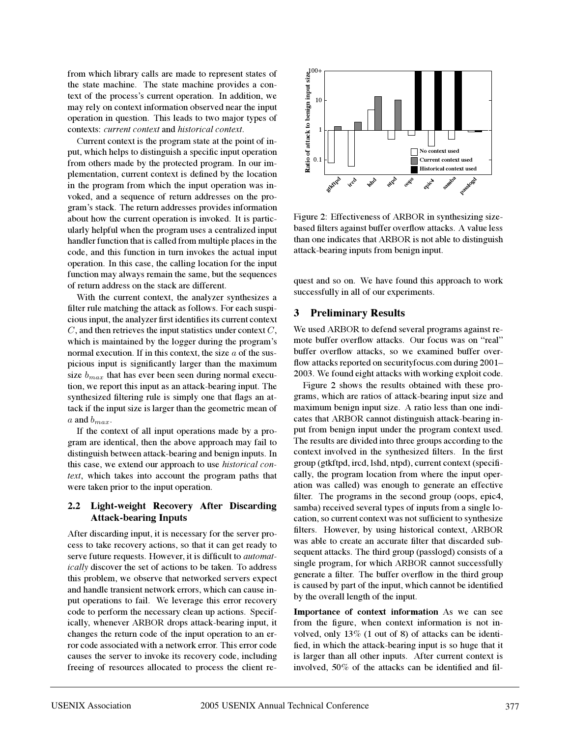from which library calls are made to represent states of the state machine. The state machine provides a context of the process's current operation. In addition, we may rely on context information observed near the input operation in question. This leads to two major types of contexts: *current context* and *historical context*.

Current context is the program state at the point of input, which helps to distinguish a specific input operation from others made by the protected program. In our implementation, current context is defined by the location in the program from which the input operation was invoked, and a sequence of return addresses on the program's stack. The return addresses provides information about how the current operation is invoked. It is particularly helpful when the program uses a centralized input handler function that is called from multiple places in the code, and this function in turn invokes the actual input operation. In this case, the calling location for the input function may always remain the same, but the sequences of return address on the stack are different.

With the current context, the analyzer synthesizes a filter rule matching the attack as follows. For each suspicious input, the analyzer first identifies its current context $C$, and then retrieves the input statistics under context $C$, which is maintained by the logger during the program's normal execution. If in this context, the size $a$ of the suspicious input is significantly larger than the maximum size $b_{max}$ that has ever been seen during normal execution, we report this input as an attack-bearing input. The synthesized filtering rule is simply one that flags an attack if the input size is larger than the geometric mean of $a$ and $b_{max}$.

If the context of all input operations made by a program are identical, then the above approach may fail to distinguish between attack-bearing and benign inputs. In this case, we extend our approach to use *historical context*, which takes into account the program paths that were taken prior to the input operation.

### 2.2 Light-weight Recovery After Discarding Attack-bearing Inputs

After discarding input, it is necessary for the server process to take recovery actions, so that it can get ready to serve future requests. However, it is difficult to *automatically* discover the set of actions to be taken. To address this problem, we observe that networked servers expect and handle transient network errors, which can cause input operations to fail. We leverage this error recovery code to perform the necessary clean up actions. Specifically, whenever ARBOR drops attack-bearing input, it changes the return code of the input operation to an error code associated with a network error. This error code causes the server to invoke its recovery code, including freeing of resources allocated to process the client request and so on. We have found this approach to work successfully in all of our experiments.

Figure 2: Effectiveness of ARBOR in synthesizing size-based filters against buffer overflow attacks. A value less than one indicates that ARBOR is not able to distinguish attack-bearing inputs from benign input.

## 3 Preliminary Results

We used ARBOR to defend several programs against remote buffer overflow attacks. Our focus was on "real" buffer overflow attacks, so we examined buffer overflow attacks reported on securityfocus.com during 2001–2003. We found eight attacks with working exploit code.

Figure 2 shows the results obtained with these programs, which are ratios of attack-bearing input size and maximum benign input size. A ratio less than one indicates that ARBOR cannot distinguish attack-bearing input from benign input under the program context used. The results are divided into three groups according to the context involved in the synthesized filters. In the first group (gtkftpd, ircd, lshd, ntpd), current context (specifically, the program location from where the input operation was called) was enough to generate an effective filter. The programs in the second group (oops, epic4, samba) received several types of inputs from a single location, so current context was not sufficient to synthesize filters. However, by using historical context, ARBOR was able to create an accurate filter that discarded subsequent attacks. The third group (passlogd) consists of a single program, for which ARBOR cannot successfully generate a filter. The buffer overflow in the third group is caused by part of the input, which cannot be identified by the overall length of the input.

**Importance of context information** As we can see from the figure, when context information is not involved, only 13% (1 out of 8) of attacks can be identified, in which the attack-bearing input is so huge that it is larger than all other inputs. After current context is involved, 50% of the attacks can be identified and fil-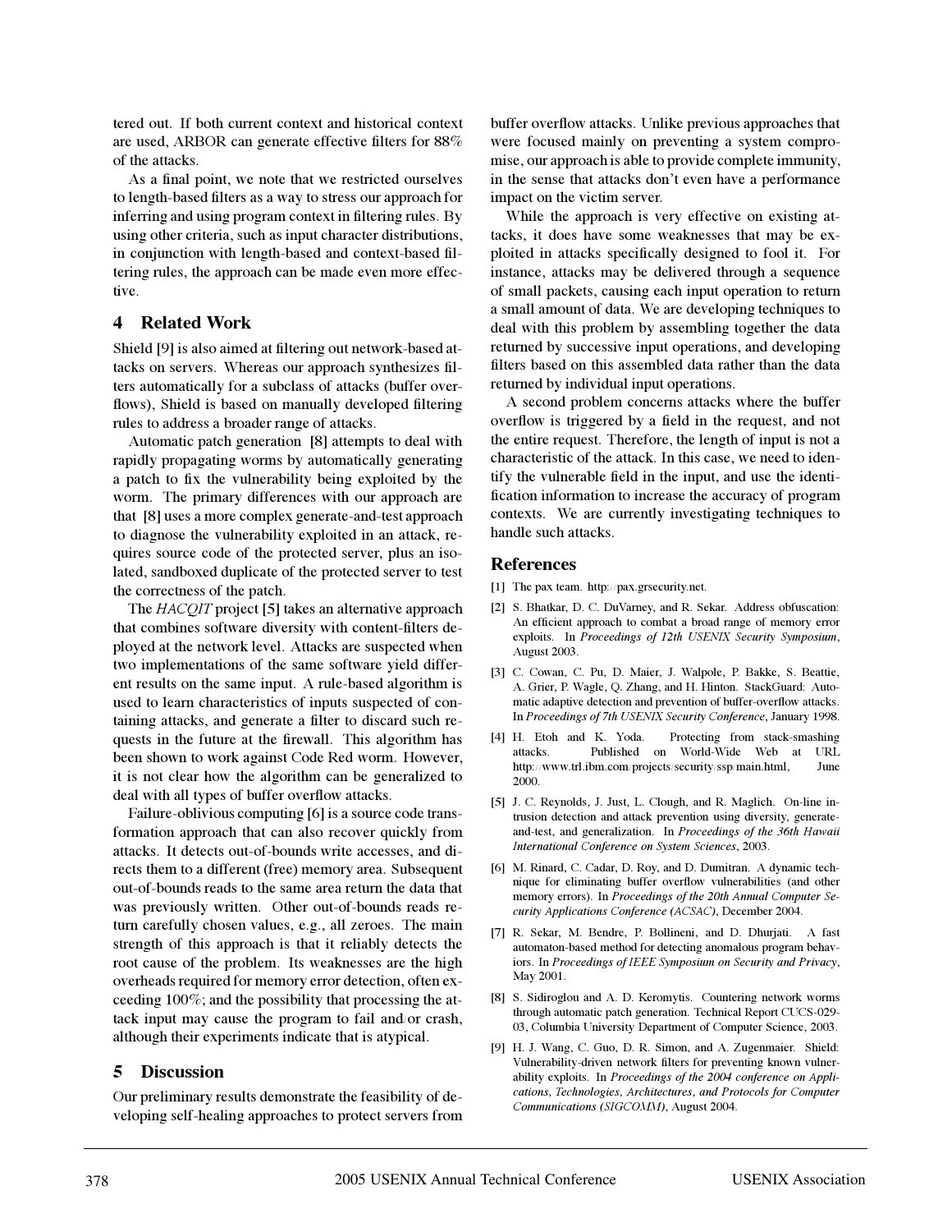tered out. If both current context and historical context are used, ARBOR can generate effective filters for 88% of the attacks.

As a final point, we note that we restricted ourselves to length-based filters as a way to stress our approach for inferring and using program context in filtering rules. By using other criteria, such as input character distributions, in conjunction with length-based and context-based filtering rules, the approach can be made even more effective.

## 4 Related Work

Shield [9] is also aimed at filtering out network-based attacks on servers. Whereas our approach synthesizes filters automatically for a subclass of attacks (buffer overflows), Shield is based on manually developed filtering rules to address a broader range of attacks.

Automatic patch generation [8] attempts to deal with rapidly propagating worms by automatically generating a patch to fix the vulnerability being exploited by the worm. The primary differences with our approach are that [8] uses a more complex generate-and-test approach to diagnose the vulnerability exploited in an attack, requires source code of the protected server, plus an isolated, sandboxed duplicate of the protected server to test the correctness of the patch.

The *HACQIT* project [5] takes an alternative approach that combines software diversity with content-filters deployed at the network level. Attacks are suspected when two implementations of the same software yield different results on the same input. A rule-based algorithm is used to learn characteristics of inputs suspected of containing attacks, and generate a filter to discard such requests in the future at the firewall. This algorithm has been shown to work against Code Red worm. However, it is not clear how the algorithm can be generalized to deal with all types of buffer overflow attacks.

Failure-oblivious computing [6] is a source code transformation approach that can also recover quickly from attacks. It detects out-of-bounds write accesses, and directs them to a different (free) memory area. Subsequent out-of-bounds reads to the same area return the data that was previously written. Other out-of-bounds reads return carefully chosen values, e.g., all zeroes. The main strength of this approach is that it reliably detects the root cause of the problem. Its weaknesses are the high overheads required for memory error detection, often exceeding 100%; and the possibility that processing the attack input may cause the program to fail and/or crash, although their experiments indicate that is atypical.

## 5 Discussion

Our preliminary results demonstrate the feasibility of developing self-healing approaches to protect servers from buffer overflow attacks. Unlike previous approaches that were focused mainly on preventing a system compromise, our approach is able to provide complete immunity, in the sense that attacks don't even have a performance impact on the victim server.

While the approach is very effective on existing attacks, it does have some weaknesses that may be exploited in attacks specifically designed to fool it. For instance, attacks may be delivered through a sequence of small packets, causing each input operation to return a small amount of data. We are developing techniques to deal with this problem by assembling together the data returned by successive input operations, and developing filters based on this assembled data rather than the data returned by individual input operations.

A second problem concerns attacks where the buffer overflow is triggered by a field in the request, and not the entire request. Therefore, the length of input is not a characteristic of the attack. In this case, we need to identify the vulnerable field in the input, and use the identification information to increase the accuracy of program contexts. We are currently investigating techniques to handle such attacks.

## References

[1] The pax team. http://pax.grsecurity.net.

[2] S. Bhatkar, D. C. DuVarney, and R. Sekar. Address obfuscation: An efficient approach to combat a broad range of memory error exploits. In *Proceedings of 12th USENIX Security Symposium*, August 2003.

[3] C. Cowan, C. Pu, D. Maier, J. Walpole, P. Bakke, S. Beattie, A. Grier, P. Wagle, Q. Zhang, and H. Hinton. StackGuard: Automatic adaptive detection and prevention of buffer-overflow attacks. In *Proceedings of 7th USENIX Security Conference*, January 1998.

[4] H. Etoh and K. Yoda. Protecting from stack-smashing attacks. Published on World-Wide Web at URL http://www.trl.ibm.com/projects/security/ssp/main.html, June 2000.

[5] J. C. Reynolds, J. Just, L. Clough, and R. Maglich. On-line intrusion detection and attack prevention using diversity, generate-and-test, and generalization. In *Proceedings of the 36th Hawaii International Conference on System Sciences*, 2003.

[6] M. Rinard, C. Cadar, D. Roy, and D. Dumitran. A dynamic technique for eliminating buffer overflow vulnerabilities (and other memory errors). In *Proceedings of the 20th Annual Computer Security Applications Conference (ACSAC)*, December 2004.

[7] R. Sekar, M. Bendre, P. Bollineni, and D. Dhurjati. A fast automaton-based method for detecting anomalous program behaviors. In *Proceedings of IEEE Symposium on Security and Privacy*, May 2001.

[8] S. Sidiroglou and A. D. Keromytis. Countering network worms through automatic patch generation. Technical Report CUCS-029-03, Columbia University Department of Computer Science, 2003.

[9] H. J. Wang, C. Guo, D. R. Simon, and A. Zugenmaier. Shield: Vulnerability-driven network filters for preventing known vulnerability exploits. In *Proceedings of the 2004 conference on Applications, Technologies, Architectures, and Protocols for Computer Communications (SIGCOMM)*, August 2004.